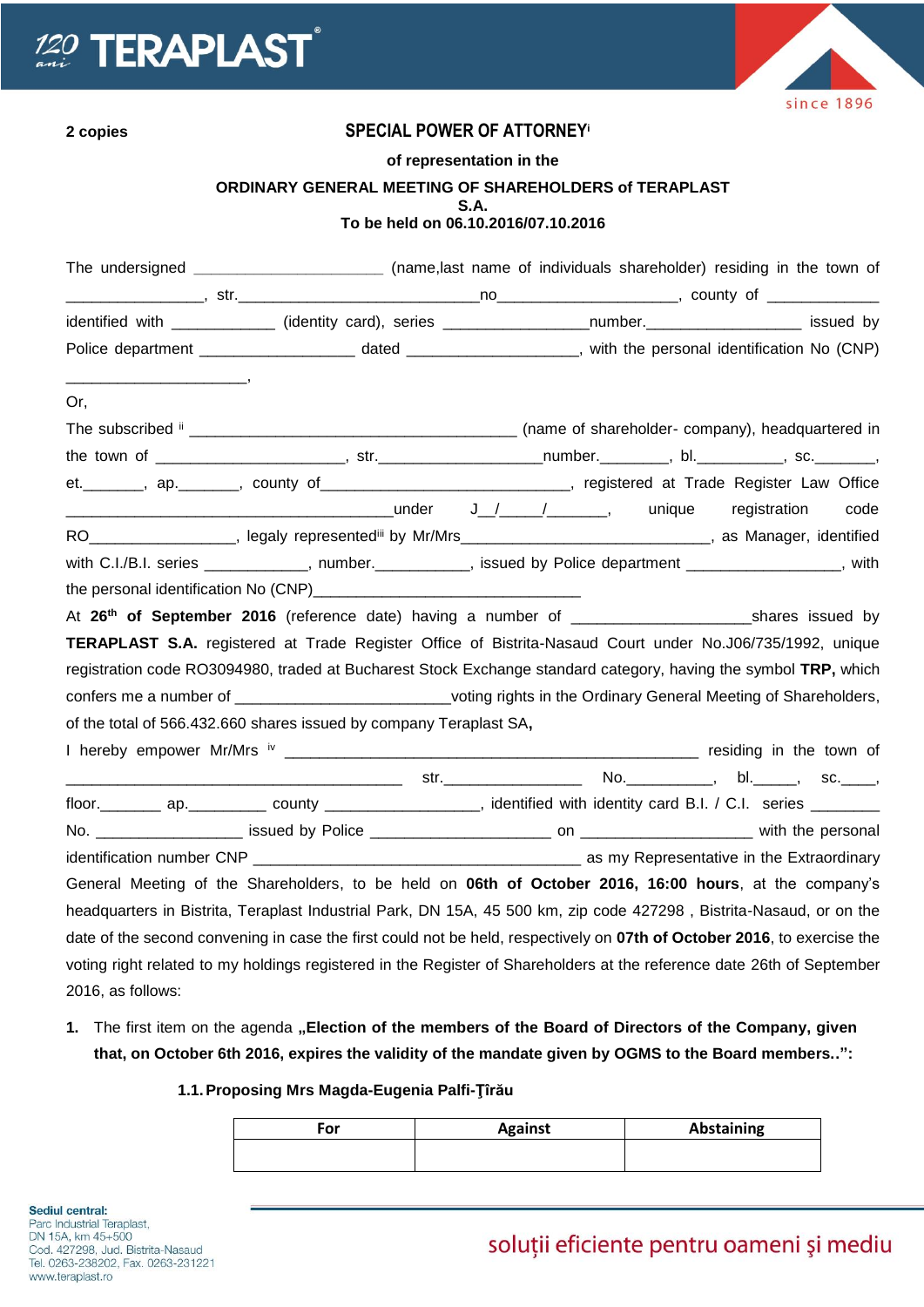2 copies

# SPECIAL POWER OF ATTORNEY[i]

**of representation in the**

**ORDINARY GENERAL MEETING OF SHAREHOLDERS of TERAPLAST S.A.**

**To be held on 06.10.2016/07.10.2016**

The undersigned ______________________ (name,last name of individuals shareholder) residing in the town of ________________, str.____________________________no_____________________, county of _____________ identified with ____________ (identity card), series _________________number.__________________ issued by Police department __________________ dated ____________________, with the personal identification No (CNP) ______________________,

Or,

The subscribed [ii] ______________________________________ (name of shareholder- company), headquartered in the town of _____________________, str.___________________number.________, bl.__________, sc._______, et._______, ap._______, county of_____________________________, registered at Trade Register Law Office _______________________________________under J__/_____/_______, unique registration code RO________________, legaly represented[iii] by Mr/Mrs___________________________, as Manager, identified with C.I./B.I. series ____________, number.___________, issued by Police department __________________, with the personal identification No (CNP)_________________________________

At **26th of September 2016** (reference date) having a number of ____________________shares issued by **TERAPLAST S.A.** registered at Trade Register Office of Bistrita-Nasaud Court under No.J06/735/1992, unique registration code RO3094980, traded at Bucharest Stock Exchange standard category, having the symbol **TRP,** which confers me a number of ________________________voting rights in the Ordinary General Meeting of Shareholders, of the total of 566.432.660 shares issued by company Teraplast SA**,**

I hereby empower Mr/Mrs [iv] ________________________________________________ residing in the town of _______________________________________ str.________________ No.__________, bl._____, sc.____, floor._______ ap._________ county __________________, identified with identity card B.I. / C.I. series ________ No. _________________ issued by Police _____________________ on ____________________ with the personal identification number CNP ______________________________________ as my Representative in the Extraordinary General Meeting of the Shareholders, to be held on **06th of October 2016, 16:00 hours**, at the company's headquarters in Bistrita, Teraplast Industrial Park, DN 15A, 45 500 km, zip code 427298 , Bistrita-Nasaud, or on the date of the second convening in case the first could not be held, respectively on **07th of October 2016**, to exercise the voting right related to my holdings registered in the Register of Shareholders at the reference date 26th of September 2016, as follows:

1. The first item on the agenda **„Election of the members of the Board of Directors of the Company, given that, on October 6th 2016, expires the validity of the mandate given by OGMS to the Board members..":**

   **1.1. Proposing Mrs Magda-Eugenia Palfi-Ţîrău**

| For | Against | Abstaining |
|---|---|---|
| | | |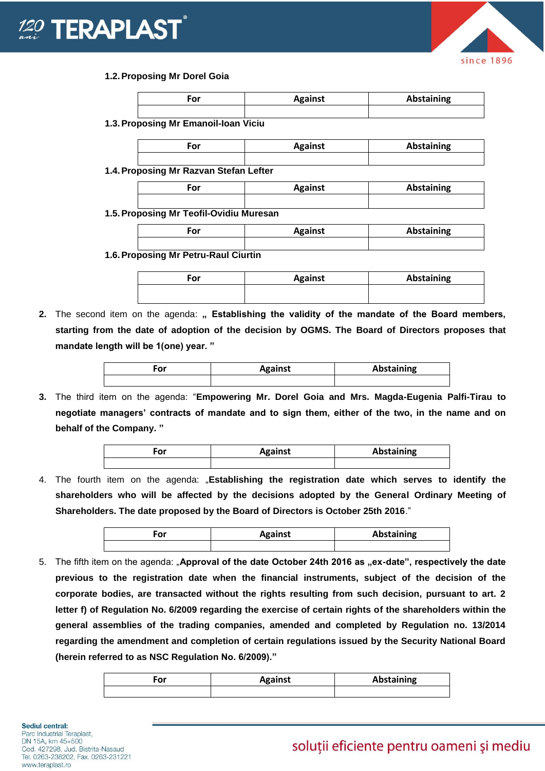**1.2. Proposing Mr Dorel Goia**

| For | Against | Abstaining |
|---|---|---|
| | | |

**1.3. Proposing Mr Emanoil-Ioan Viciu**

| For | Against | Abstaining |
|---|---|---|
| | | |

**1.4. Proposing Mr Razvan Stefan Lefter**

| For | Against | Abstaining |
|---|---|---|
| | | |

**1.5. Proposing Mr Teofil-Ovidiu Muresan**

| For | Against | Abstaining |
|---|---|---|
| | | |

**1.6. Proposing Mr Petru-Raul Ciurtin**

| For | Against | Abstaining |
|---|---|---|
| | | |

**2.** The second item on the agenda: **„ Establishing the validity of the mandate of the Board members, starting from the date of adoption of the decision by OGMS. The Board of Directors proposes that mandate length will be 1(one) year. "**

| For | Against | Abstaining |
|---|---|---|
| | | |

**3.** The third item on the agenda: "**Empowering Mr. Dorel Goia and Mrs. Magda-Eugenia Palfi-Tirau to negotiate managers' contracts of mandate and to sign them, either of the two, in the name and on behalf of the Company. "**

| For | Against | Abstaining |
|---|---|---|
| | | |

4. The fourth item on the agenda: „**Establishing the registration date which serves to identify the shareholders who will be affected by the decisions adopted by the General Ordinary Meeting of Shareholders. The date proposed by the Board of Directors is October 25th 2016**."

| For | Against | Abstaining |
|---|---|---|
| | | |

5. The fifth item on the agenda: „**Approval of the date October 24th 2016 as „ex-date", respectively the date previous to the registration date when the financial instruments, subject of the decision of the corporate bodies, are transacted without the rights resulting from such decision, pursuant to art. 2 letter f) of Regulation No. 6/2009 regarding the exercise of certain rights of the shareholders within the general assemblies of the trading companies, amended and completed by Regulation no. 13/2014 regarding the amendment and completion of certain regulations issued by the Security National Board (herein referred to as NSC Regulation No. 6/2009)."**

| For | Against | Abstaining |
|---|---|---|
| | | |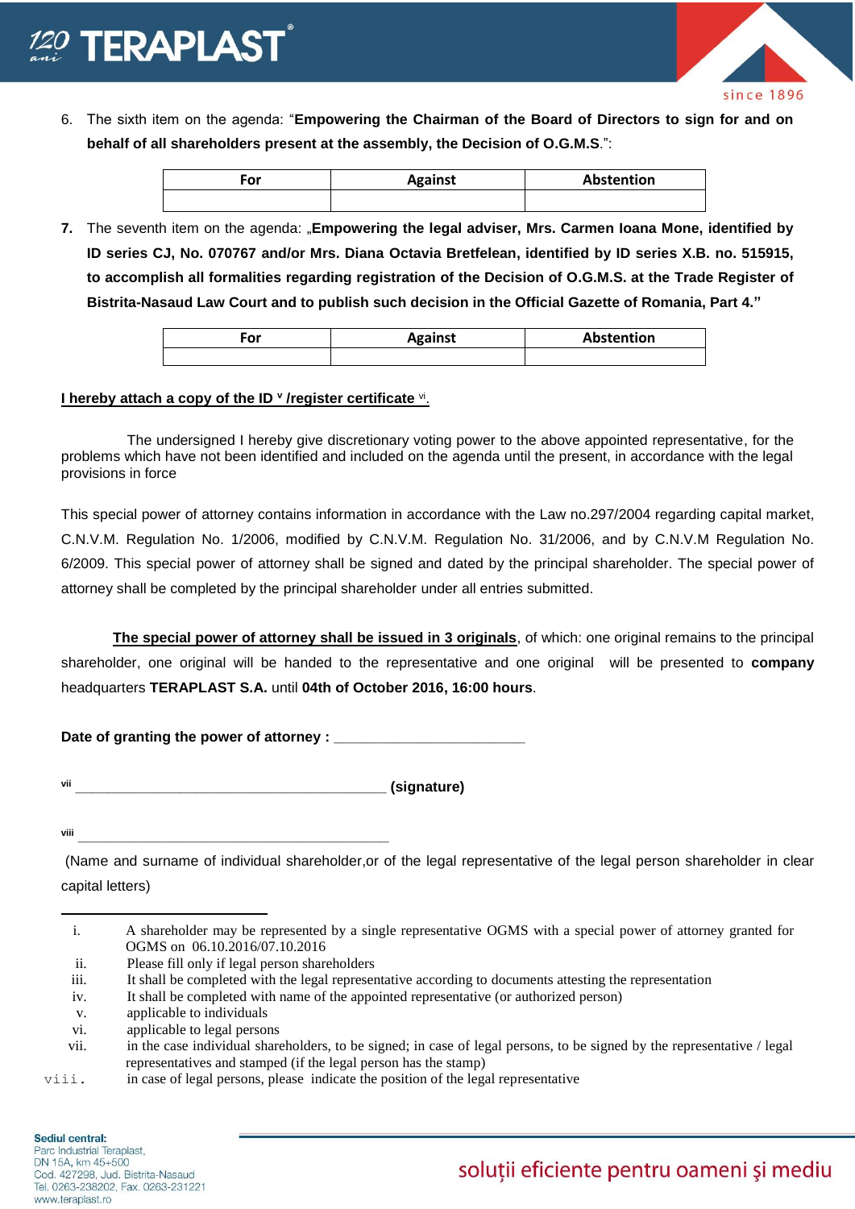6. The sixth item on the agenda: "**Empowering the Chairman of the Board of Directors to sign for and on behalf of all shareholders present at the assembly, the Decision of O.G.M.S**.":

| For | Against | Abstention |
|---|---|---|
| | | |

7. The seventh item on the agenda: „**Empowering the legal adviser, Mrs. Carmen Ioana Mone, identified by ID series CJ, No. 070767 and/or Mrs. Diana Octavia Bretfelean, identified by ID series X.B. no. 515915, to accomplish all formalities regarding registration of the Decision of O.G.M.S. at the Trade Register of Bistrita-Nasaud Law Court and to publish such decision in the Official Gazette of Romania, Part 4.**"

| For | Against | Abstention |
|---|---|---|
| | | |

**I hereby attach a copy of the ID [v] /register certificate [vi].**

The undersigned I hereby give discretionary voting power to the above appointed representative, for the problems which have not been identified and included on the agenda until the present, in accordance with the legal provisions in force

This special power of attorney contains information in accordance with the Law no.297/2004 regarding capital market, C.N.V.M. Regulation No. 1/2006, modified by C.N.V.M. Regulation No. 31/2006, and by C.N.V.M Regulation No. 6/2009. This special power of attorney shall be signed and dated by the principal shareholder. The special power of attorney shall be completed by the principal shareholder under all entries submitted.

**The special power of attorney shall be issued in 3 originals**, of which: one original remains to the principal shareholder, one original will be handed to the representative and one original will be presented to **company** headquarters **TERAPLAST S.A.** until **04th of October 2016, 16:00 hours**.

**Date of granting the power of attorney :** ________________________

[vii] ________________________________________ **(signature)**

[viii] ________________________________________

(Name and surname of individual shareholder,or of the legal representative of the legal person shareholder in clear capital letters)

---

i. A shareholder may be represented by a single representative OGMS with a special power of attorney granted for OGMS on 06.10.2016/07.10.2016
ii. Please fill only if legal person shareholders
iii. It shall be completed with the legal representative according to documents attesting the representation
iv. It shall be completed with name of the appointed representative (or authorized person)
v. applicable to individuals
vi. applicable to legal persons
vii. in the case individual shareholders, to be signed; in case of legal persons, to be signed by the representative / legal representatives and stamped (if the legal person has the stamp)
viii. in case of legal persons, please indicate the position of the legal representative